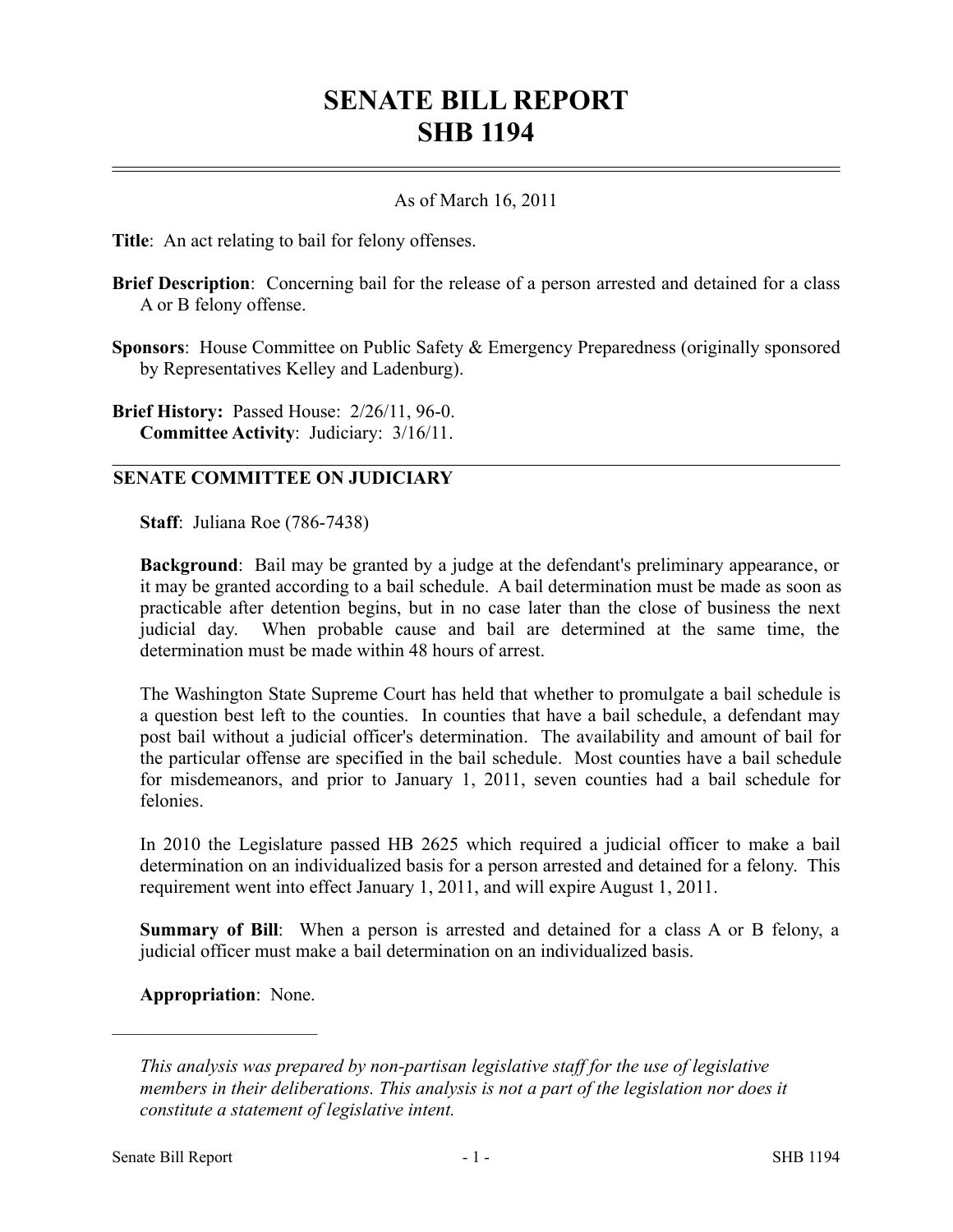# SENATE BILL REPORT
# SHB 1194

As of March 16, 2011

**Title**: An act relating to bail for felony offenses.

**Brief Description**: Concerning bail for the release of a person arrested and detained for a class A or B felony offense.

**Sponsors**: House Committee on Public Safety & Emergency Preparedness (originally sponsored by Representatives Kelley and Ladenburg).

**Brief History:** Passed House: 2/26/11, 96-0.
**Committee Activity**: Judiciary: 3/16/11.

## SENATE COMMITTEE ON JUDICIARY

**Staff**: Juliana Roe (786-7438)

**Background**: Bail may be granted by a judge at the defendant's preliminary appearance, or it may be granted according to a bail schedule. A bail determination must be made as soon as practicable after detention begins, but in no case later than the close of business the next judicial day. When probable cause and bail are determined at the same time, the determination must be made within 48 hours of arrest.

The Washington State Supreme Court has held that whether to promulgate a bail schedule is a question best left to the counties. In counties that have a bail schedule, a defendant may post bail without a judicial officer's determination. The availability and amount of bail for the particular offense are specified in the bail schedule. Most counties have a bail schedule for misdemeanors, and prior to January 1, 2011, seven counties had a bail schedule for felonies.

In 2010 the Legislature passed HB 2625 which required a judicial officer to make a bail determination on an individualized basis for a person arrested and detained for a felony. This requirement went into effect January 1, 2011, and will expire August 1, 2011.

**Summary of Bill**: When a person is arrested and detained for a class A or B felony, a judicial officer must make a bail determination on an individualized basis.

**Appropriation**: None.

---

*This analysis was prepared by non-partisan legislative staff for the use of legislative members in their deliberations. This analysis is not a part of the legislation nor does it constitute a statement of legislative intent.*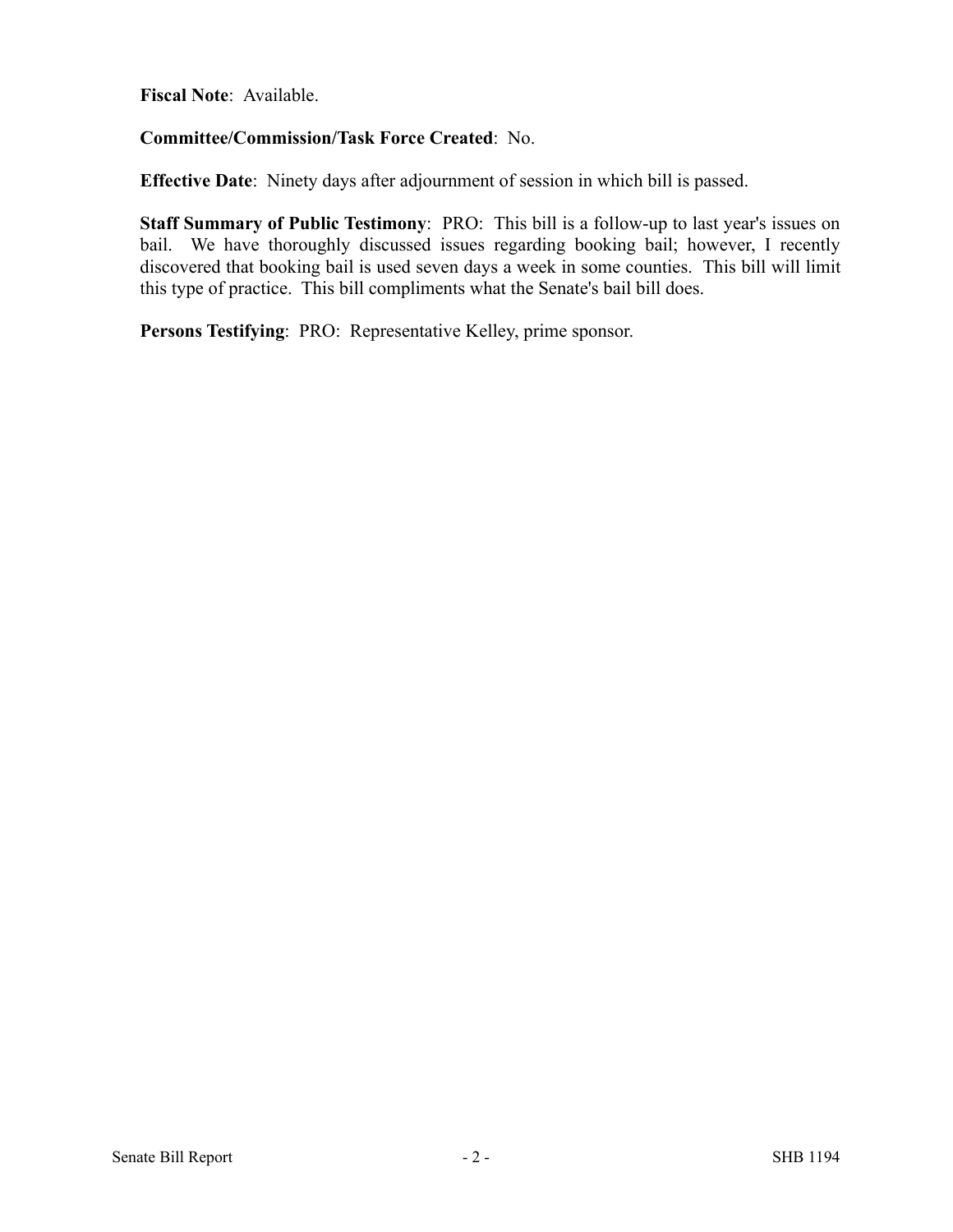**Fiscal Note**: Available.

**Committee/Commission/Task Force Created**: No.

**Effective Date**: Ninety days after adjournment of session in which bill is passed.

**Staff Summary of Public Testimony**: PRO: This bill is a follow-up to last year's issues on bail. We have thoroughly discussed issues regarding booking bail; however, I recently discovered that booking bail is used seven days a week in some counties. This bill will limit this type of practice. This bill compliments what the Senate's bail bill does.

**Persons Testifying**: PRO: Representative Kelley, prime sponsor.